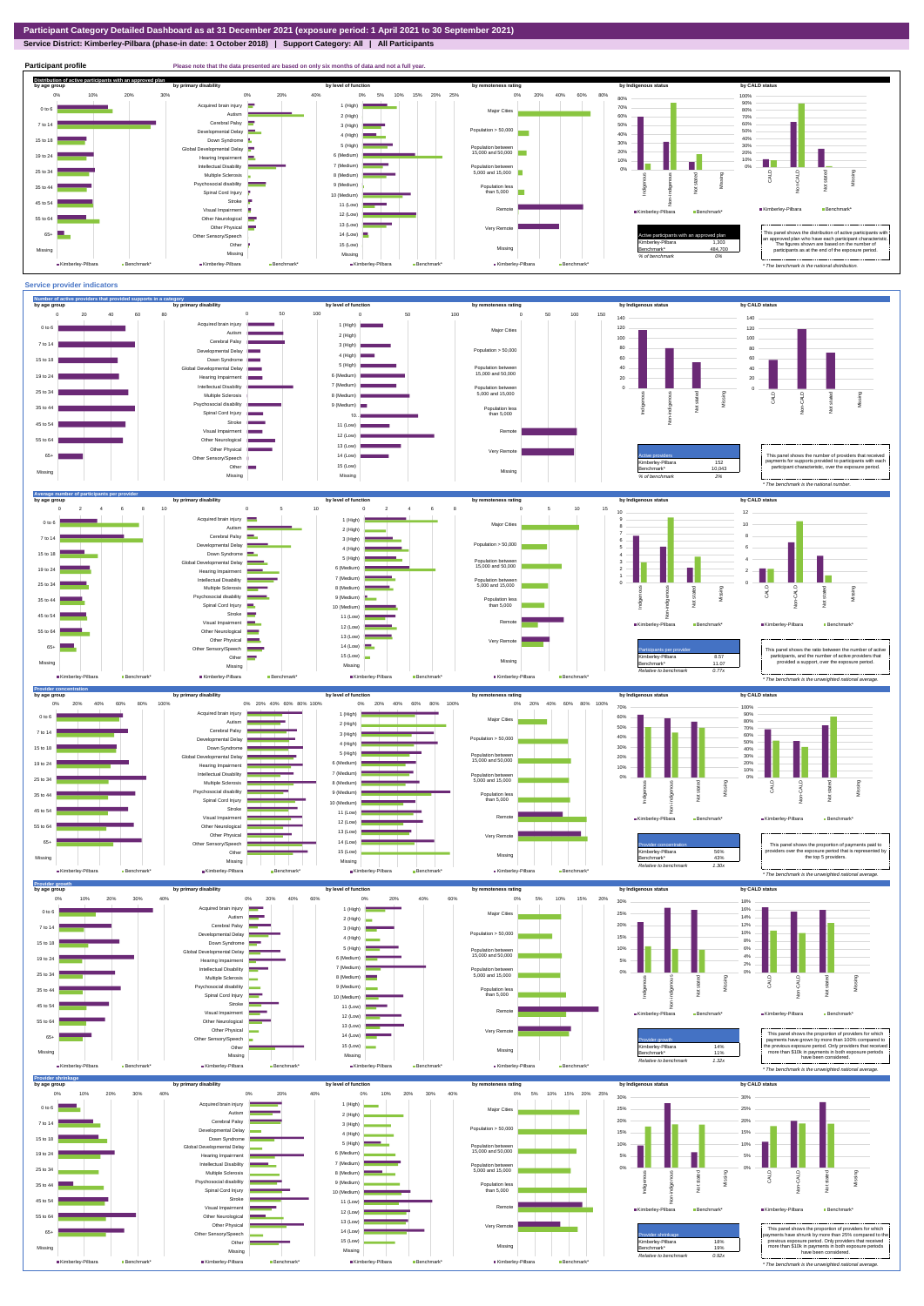# Participant Category Detailed Dashboard as at 31 December 2021 (exposure period: 1 April 2021 to 30 September 2021)

**Service District: Kimberley-Pilbara (phase-in date: 1 October 2018) | Support Category: All | All Participants**

## Participant profile

Please note that the data presented are based on only six months of data and not a full year.

### Distribution of active participants with an approved plan

| Active participants with an approved plan | |
|---|---|
| Kimberley-Pilbara | 1,303 |
| Benchmark* | 484,700 |
| % of benchmark | 0% |

This panel shows the distribution of active participants with an approved plan who have each participant characteristic. The figures shown are based on the number of participants as at the end of the exposure period.

\* The benchmark is the national distribution.

## Service provider indicators

### Number of active providers that provided supports in a category

| Active providers | |
|---|---|
| Kimberley-Pilbara | 152 |
| Benchmark* | 10,043 |
| % of benchmark | 2% |

This panel shows the number of providers that received payments for supports provided to participants with each participant characteristic, over the exposure period.

\* The benchmark is the national number.

### Average number of participants per provider

| Participants per provider | |
|---|---|
| Kimberley-Pilbara | 8.57 |
| Benchmark* | 11.07 |
| Relative to benchmark | 0.77x |

This panel shows the ratio between the number of active participants, and the number of active providers that provided a support, over the exposure period.

\* The benchmark is the unweighted national average.

### Provider concentration

| Provider concentration | |
|---|---|
| Kimberley-Pilbara | 56% |
| Benchmark* | 43% |
| Relative to benchmark | 1.30x |

This panel shows the proportion of payments paid to providers over the exposure period that is represented by the top 5 providers.

\* The benchmark is the unweighted national average.

### Provider growth

| Provider growth | |
|---|---|
| Kimberley-Pilbara | 14% |
| Benchmark* | 11% |
| Relative to benchmark | 1.32x |

This panel shows the proportion of providers for which payments have grown by more than 100% compared to the previous exposure period. Only providers that received more than $10k in payments in both exposure periods have been considered.

\* The benchmark is the unweighted national average.

### Provider shrinkage

| Provider shrinkage | |
|---|---|
| Kimberley-Pilbara | 18% |
| Benchmark* | 19% |
| Relative to benchmark | 0.92x |

This panel shows the proportion of providers for which payments have shrunk by more than 25% compared to the previous exposure period. Only providers that received more than $10k in payments in both exposure periods have been considered.

\* The benchmark is the unweighted national average.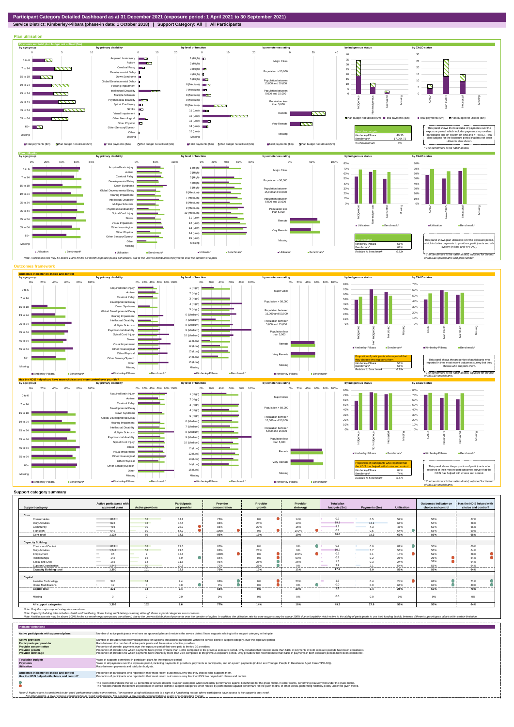# Participant Category Detailed Dashboard as at 31 December 2021 (exposure period: 1 April 2021 to 30 September 2021)

**Service District: Kimberley-Pilbara (phase-in date: 1 October 2018) | Support Category: All | All Participants**

## Plan utilisation

### Payments and total plan budget not utilised ($m)

by age group | by primary disability | by level of function | by remoteness rating | by Indigenous status | by CALD status

| Total plan budgets | |
|---|---|
| Kimberley-Pilbara | 49.30 |
| Benchmark* | 17,064.72 |
| % of benchmark | 0% |

This panel shows the total value of payments over the exposure period, which includes payments to providers, participants and off-system (in-kind and YPIRAC). Total plan budgets for the exposure period that has not been utilised is also shown.

* The benchmark is the national total.

### Plan utilisation

| Plan utilisation | |
|---|---|
| Kimberley-Pilbara | 56% |
| Benchmark* | 68% |
| Relative to benchmark | 0.83x |

This panel shows plan utilisation over the exposure period, which includes payments to providers, participants and off-system (in-kind and YPIRAC).

* The benchmark is the national value, adjusted for the mix of SIL/SDA participants and plan number.

Note: A utilisation rate may be above 100% for the six month exposure period considered, due to the uneven distribution of payments over the duration of a plan.

## Outcomes framework

### Outcomes indicator on choice and control

| Proportion of participants who reported that they choose who supports them | |
|---|---|
| Kimberley-Pilbara | 55% |
| Benchmark* | 56% |
| Relative to benchmark | 0.98x |

This panel shows the proportion of participants who reported in their most recent outcomes survey that they choose who supports them.

* The benchmark is the national value, adjusted for the mix of SIL/SDA participants.

### Has the NDIS helped you have more choices and more control over your life?

| Proportion of participants who reported that the NDIS has helped with choice and control | |
|---|---|
| Kimberley-Pilbara | 64% |
| Benchmark* | 74% |
| Relative to benchmark | 0.87x |

This panel shows the proportion of participants who reported in their most recent outcomes survey that the NDIS has helped with choice and control.

* The benchmark is the national value, adjusted for the mix of SIL/SDA participants.

## Support category summary

| Support category | Active participants with approved plans | Active providers | Participants per provider | Provider concentration | Provider growth | Provider shrinkage | Total plan budgets ($m) | Payments ($m) | Utilisation | Outcomes indicator on choice and control | Has the NDIS helped with choice and control? |
|---|---|---|---|---|---|---|---|---|---|---|---|
| **Core** | | | | | | | | | | | |
| Consumables | 816 | 58 | 14.1 | 76% | 0% | 14% | 0.9 | 0.5 | 57% | 55% | 67% |
| Daily Activities | 628 | 38 | 16.5 | 88% | 24% | 19% | 19.1 | 13.1 | 68% | 54% | 66% |
| Community | 716 | 30 | 23.9 | 88% | 20% | 15% | 9.2 | 4.3 | 46% | 53% | 66% |
| Transport | 542 | 10 | 54.2 | 100% | 0% | 100% | 0.8 | 0.5 | 64% | 55% | 69% |
| **Core total** | **1,124** | **80** | **14.1** | **85%** | **19%** | **19%** | **30.0** | **18.3** | **61%** | **56%** | **65%** |
| **Capacity Building** | | | | | | | | | | | |
| Choice and Control | 819 | 38 | 21.6 | 87% | 8% | 0% | 0.8 | 0.6 | 82% | 55% | 60% |
| Daily Activities | 1,247 | 58 | 21.5 | 82% | 23% | 9% | 10.2 | 5.7 | 56% | 55% | 64% |
| Employment | 95 | 7 | 13.6 | 100% | 0% | 100% | 0.7 | 0.1 | 14% | 52% | 58% |
| Relationships | 142 | 16 | 8.9 | 84% | 0% | 50% | 0.8 | 0.2 | 26% | 26% | 54% |
| Social and Civic | 165 | 14 | 11.8 | 96% | 25% | 25% | 1.3 | 0.3 | 24% | 52% | 64% |
| Support Coordination | 1,246 | 60 | 20.8 | 72% | 26% | 9% | 3.9 | 2.1 | 54% | 55% | 64% |
| **Capacity Building total** | **1,300** | **101** | **12.9** | **75%** | **13%** | **11%** | **17.7** | **9.0** | **51%** | **55%** | **64%** |
| **Capital** | | | | | | | | | | | |
| Assistive Technology | 320 | 34 | 9.4 | 68% | 0% | 20% | 1.6 | 0.4 | 24% | 67% | 71% |
| Home Modifications | 12 | 0 | 0.0 | 0% | 0% | 0% | 0.0 | 0.0 | 66% | 67% | 80% |
| **Capital total** | **321** | **34** | **9.4** | **68%** | **0%** | **20%** | **1.6** | **0.4** | **25%** | **67%** | **70%** |
| Missing | 0 | 0 | 0.0 | 0% | 0% | 0% | 0.0 | 0.0 | 0% | 0% | 0% |
| **All support categories** | **1,303** | **152** | **8.6** | **77%** | **14%** | **18%** | **49.3** | **27.8** | **56%** | **55%** | **64%** |

Note: Only the major support categories are shown.

Note: Capacity Building total includes Health and Wellbeing, Home Living and Lifelong Learning although these support categories are not shown.

Note: A utilisation rate may be above 100% for the six month exposure period considered, due to the uneven distribution of payments over the duration of a plan. In addition, the utilisation rate for core supports may be above 100% due to fungibility which refers to the ability of participants to use their funding flexibly between different support types, albeit within certain limitation.

## Indicator definitions

| Indicator | Definition |
|---|---|
| **Active participants with approved plans** | Number of active participants who have an approved plan and reside in the service district / have supports relating to the support category in their plan. |
| **Active providers** | Number of providers that received payments for supports provided to participants within the service district / support category, over the exposure period. |
| **Participants per provider** | Ratio between the number of active participants and the number of active providers. |
| **Provider concentration** | Proportion of provider payments over the exposure period that were paid to the top 10 providers. |
| **Provider growth** | Proportion of providers for which payments have grown by more than 100% compared to the previous exposure period. Only providers that received more than $10k in payments in both exposure periods have been considered. |
| **Provider shrinkage** | Proportion of providers for which payments have shrunk by more than 25% compared to the previous exposure period. Only providers that received more than $10k in payments in both exposure periods have been considered. |
| **Total plan budgets** | Value of supports committed in participant plans for the exposure period. |
| **Payments** | Value of all payments over the exposure period, including payments to providers, payments to participants, and off-system payments (in-kind and Younger People In Residential Aged Care (YPIRAC)). |
| **Utilisation** | Ratio between payments and total plan budgets. |
| **Outcomes indicator on choice and control** | Proportion of participants who reported in their most recent outcomes survey that they choose who supports them. |
| **Has the NDIS helped with choice and control?** | Proportion of participants who reported in their most recent outcomes survey that the NDIS has helped with choice and control. |

The green dots indicate the top 10 percentile of service districts / support categories when ranked by performance against benchmark for the given metric. In other words, performing relatively well under the given metric.
The red dots indicate the bottom 10 percentile of service districts / support categories when ranked by performance against benchmark for the given metric. In other words, performing relatively poorly under the given metric.

Note: A higher score is considered to be 'good' performance under some metrics. For example, a high utilisation rate is a sign of a functioning market where participants have access to the supports they need.
For other metrics, a lower score is considered to be 'good' performance. For example, a low provider concentration is a sign of a competitive market.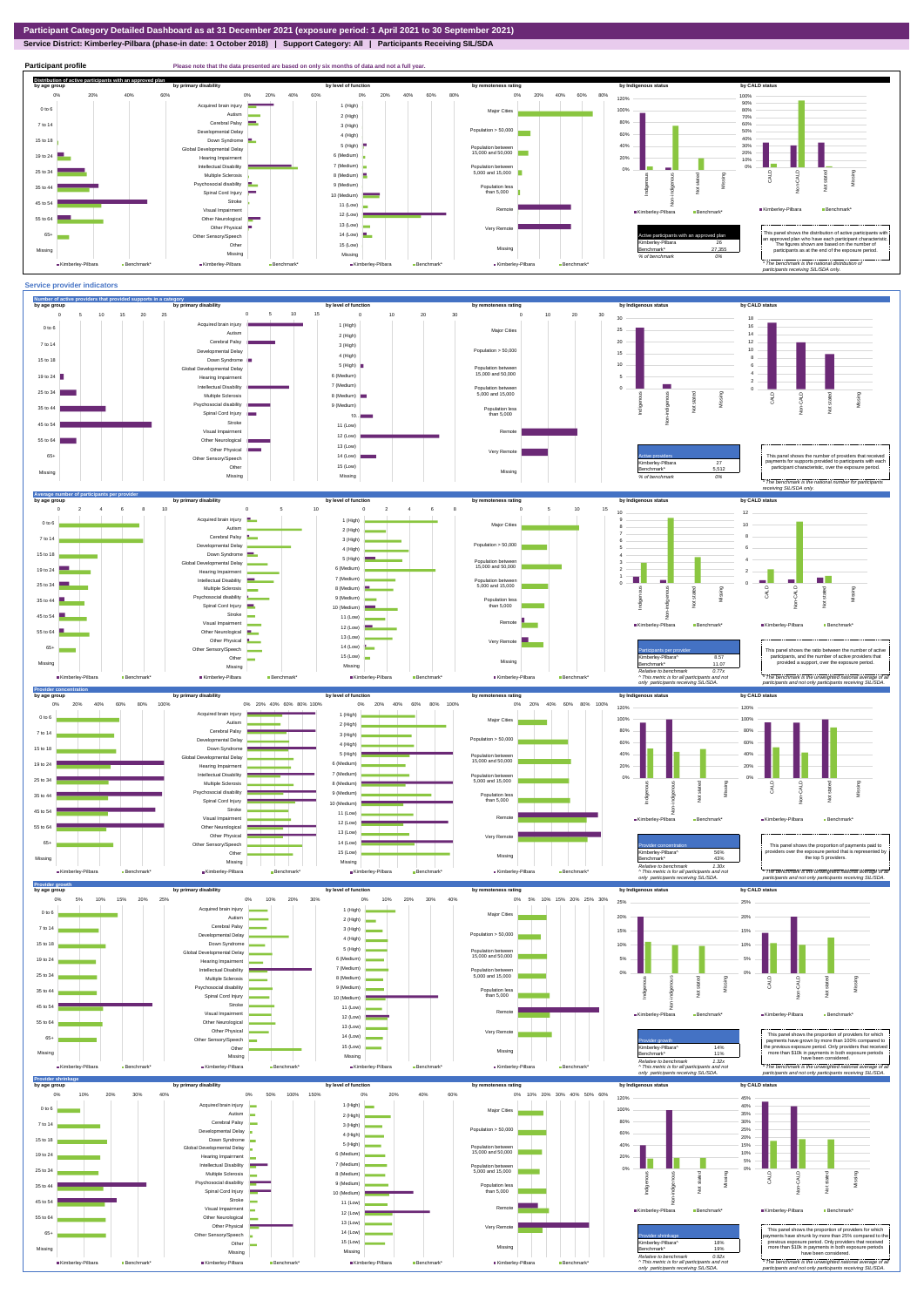# Participant Category Detailed Dashboard as at 31 December 2021 (exposure period: 1 April 2021 to 30 September 2021)

**Service District: Kimberley-Pilbara (phase-in date: 1 October 2018) | Support Category: All | Participants Receiving SIL/SDA**

## Participant profile

Please note that the data presented are based on only six months of data and not a full year.

### Distribution of active participants with an approved plan

| Active participants with an approved plan | |
|---|---|
| Kimberley-Pilbara | 26 |
| Benchmark* | 27,355 |
| % of benchmark | 0% |

This panel shows the distribution of active participants with an approved plan who have each participant characteristic. The figures shown are based on the number of participants as at the end of the exposure period.

* The benchmark is the national distribution of participants receiving SIL/SDA only.

## Service provider indicators

### Number of active providers that provided supports in a category

| Active providers | |
|---|---|
| Kimberley-Pilbara | 27 |
| Benchmark* | 5,512 |
| % of benchmark | 0% |

This panel shows the number of providers that received payments for supports provided to participants with each participant characteristic, over the exposure period.

* The benchmark is the national number of participants receiving SIL/SDA only.

### Average number of participants per provider

| Participants per provider | |
|---|---|
| Kimberley-Pilbara^ | 8.57 |
| Benchmark* | 11.07 |
| Relative to benchmark | 0.77x |

^ This metric is for all participants and not only participants receiving SIL/SDA.

This panel shows the ratio between the number of active participants and the number of active providers that provided a support, over the exposure period.

* The benchmark is the unweighted national average of all participants and not only participants receiving SIL/SDA.

### Provider concentration

| Provider concentration | |
|---|---|
| Kimberley-Pilbara^ | 56% |
| Benchmark* | 43% |
| Relative to benchmark | 1.30x |

^ This metric is for all participants and not only participants receiving SIL/SDA.

This panel shows the proportion of payments paid to providers over the exposure period that is represented by the top 5 providers.

* The benchmark is the unweighted national average of all participants and not only participants receiving SIL/SDA.

### Provider growth

| Provider growth | |
|---|---|
| Kimberley-Pilbara^ | 14% |
| Benchmark* | 11% |
| Relative to benchmark | 1.32x |

^ This metric is for all participants and not only participants receiving SIL/SDA.

This panel shows the proportion of providers for which payments have grown by more than 100% compared to the previous exposure period. Only providers that received more than $10k in payments in both exposure periods have been considered.

* The benchmark is the unweighted national average of all participants and not only participants receiving SIL/SDA.

### Provider shrinkage

| Provider shrinkage | |
|---|---|
| Kimberley-Pilbara^ | 18% |
| Benchmark* | 19% |
| Relative to benchmark | 0.92x |

^ This metric is for all participants and not only participants receiving SIL/SDA.

This panel shows the proportion of providers for which payments have shrunk by more than 25% compared to the previous exposure period. Only providers that received more than $10k in payments in both exposure periods have been considered.

* The benchmark is the unweighted national average of all participants and not only participants receiving SIL/SDA.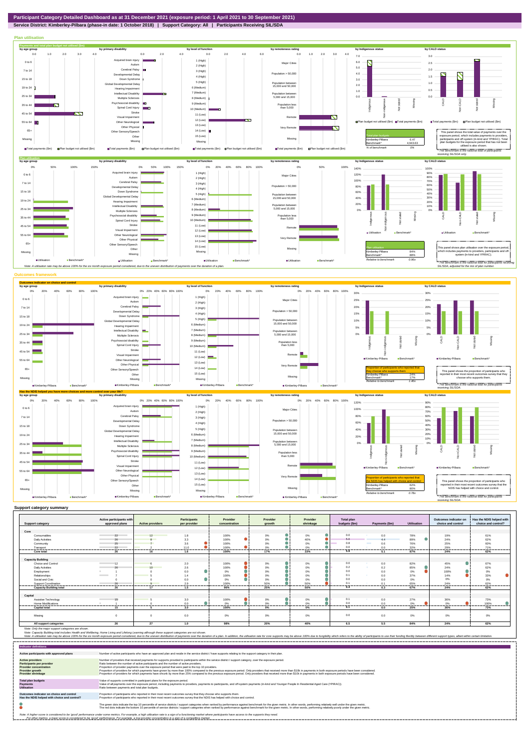# Participant Category Detailed Dashboard as at 31 December 2021 (exposure period: 1 April 2021 to 30 September 2021)

**Service District: Kimberley-Pilbara (phase-in date: 1 October 2018) | Support Category: All | Participants Receiving SIL/SDA**

## Plan utilisation

### Payments and total plan budget not utilised ($m)

| Total plan budgets | |
|---|---|
| Kimberley-Pilbara | 6.47 |
| Benchmark* | 4,943.63 |
| % of benchmark | 0% |

This panel shows the total value of payments over the exposure period, which includes payments to providers, participants and off-system (in-kind and YPIRAC). Total plan budgets for the exposure period that has not been utilised is also shown.

*The benchmark is the national total for participants receiving SIL/SDA only.

### Plan utilisation

| Plan utilisation | |
|---|---|
| Kimberley-Pilbara | 84% |
| Benchmark* | 88% |
| Relative to benchmark | 0.96x |

This panel shows plan utilisation over the exposure period, which includes payments to providers, participants and off-system (in-kind and YPIRAC).

*The benchmark is the national total for participants receiving SIL/SDA, adjusted for the mix of plan number.

Note: A utilisation rate may be above 100% for the six month exposure period considered, due to the uneven distribution of payments over the duration of a plan.

## Outcomes framework

### Outcomes indicator on choice and control

| Proportion of participants who reported that they choose who supports them | |
|---|---|
| Kimberley-Pilbara | 24% |
| Benchmark* | 17% |
| Relative to benchmark | 1.40x |

This panel shows the proportion of participants who reported in their most recent outcomes survey that they choose who supports them.

*The benchmark is the national total for participants receiving SIL/SDA.

### Has the NDIS helped you have more choices and more control over your life?

| Proportion of participants who reported that the NDIS has helped with choice and control | |
|---|---|
| Kimberley-Pilbara | 62% |
| Benchmark* | 80% |
| Relative to benchmark | 0.78x |

This panel shows the proportion of participants who reported in their most recent outcomes survey that the NDIS has helped with choice and control.

*The benchmark is the national total for participants receiving SIL/SDA.

## Support category summary

| Support category | Active participants with approved plans | Active providers | Participants per provider | Provider concentration | Provider growth | Provider shrinkage | Total plan budgets ($m) | Payments ($m) | Utilisation | Outcomes indicator on choice and control | Has the NDIS helped with choice and control? |
|---|---|---|---|---|---|---|---|---|---|---|---|
| **Core** | | | | | | | | | | | |
| Consumables | 22 | 12 | 1.8 | 100% | 0% | 0% | 0.0 | 0.0 | 78% | 19% | 61% |
| Daily Activities | 26 | 8 | 3.3 | 100% | 0% | 40% | 5.0 | 4.4 | 89% | 24% | 62% |
| Community | 25 | 7 | 3.6 | 100% | 0% | 0% | 0.8 | 0.6 | 76% | 25% | 60% |
| Transport | 22 | 2 | 11.0 | 100% | 0% | 0% | 0.0 | 0.0 | 32% | 29% | 71% |
| **Core total** | **26** | **16** | **1.6** | **100%** | **17%** | **33%** | **5.9** | **5.1** | **87%** | **24%** | **62%** |
| **Capacity Building** | | | | | | | | | | | |
| Choice and Control | 12 | 6 | 2.0 | 100% | 0% | 0% | 0.0 | 0.0 | 82% | 45% | 67% |
| Daily Activities | 26 | 10 | 2.6 | 100% | 0% | 0% | 0.2 | 0.2 | 85% | 24% | 62% |
| Employment | 1 | 0 | 0.0 | 0% | 0% | 0% | 0.0 | 0.0 | 0% | 100% | 0% |
| Relationships | 7 | 5 | 1.4 | 100% | 0% | 0% | 0.1 | 0.0 | 37% | 14% | 33% |
| Social and Civic | 0 | 0 | 0.0 | 0% | 0% | 0% | 0.0 | 0.0 | 0% | 0% | 0% |
| Support Coordination | 26 | 9 | 2.9 | 100% | 50% | 50% | 0.1 | 0.1 | 65% | 24% | 62% |
| **Capacity Building total** | **26** | **17** | **1.5** | **96%** | **25%** | **50%** | **0.4** | **0.3** | **67%** | **24%** | **62%** |
| **Capital** | | | | | | | | | | | |
| Assistive Technology | 15 | 5 | 3.0 | 100% | 0% | 0% | 0.1 | 0.0 | 27% | 36% | 73% |
| Home Modifications | 1 | 0 | 0.0 | 0% | 0% | 0% | 0.0 | 0.0 | 0% | 0% | 100% |
| **Capital total** | **15** | **5** | **3.0** | **100%** | **0%** | **0%** | **0.1** | **0.0** | **25%** | **36%** | **73%** |
| Missing | 0 | 0 | 0.0 | 0% | 0% | 0% | 0.0 | 0.0 | 0% | 0% | 0% |
| **All support categories** | **26** | **27** | **1.0** | **98%** | **20%** | **40%** | **6.5** | **5.5** | **84%** | **24%** | **62%** |

Note: Only the major support categories are shown.

Note: Capacity Building total includes Health and Wellbeing, Home Living and Lifelong Learning although these support categories are not shown.

Note: A utilisation rate may be above 100% for the six month exposure period considered, due to the uneven distribution of payments over the duration of a plan. In addition, the utilisation rate for core supports may be above 100% due to fungibility which refers to the ability of participants to use their funding flexibly between different support types, albeit within certain limitation.

## Indicator definitions

| Indicator | Definition |
|---|---|
| **Active participants with approved plans** | Number of active participants who have an approved plan and reside in the service district / have supports relating to the support category in their plan. |
| **Active providers** | Number of providers that received payments for supports provided to participants within the service district / support category, over the exposure period. |
| **Participants per provider** | Ratio between the number of active participants and the number of active providers. |
| **Provider concentration** | Proportion of provider payments over the exposure period that were paid to the top 10 providers. |
| **Provider growth** | Proportion of providers for which payments have grown by more than 100% compared to the previous exposure period. Only providers that received more than $10k in payments in both exposure periods have been considered. |
| **Provider shrinkage** | Proportion of providers for which payments have shrunk by more than 25% compared to the previous exposure period. Only providers that received more than $10k in payments in both exposure periods have been considered. |
| **Total plan budgets** | Value of supports committed in participant plans for the exposure period. |
| **Payments** | Value of all payments over the exposure period, including payments to providers, payments to participants, and off-system payments (in-kind and Younger People In Residential Aged Care (YPIRAC)). |
| **Utilisation** | Ratio between payments and total plan budgets. |
| **Outcomes indicator on choice and control** | Proportion of participants who reported in their most recent outcomes survey that they choose who supports them. |
| **Has the NDIS helped with choice and control?** | Proportion of participants who reported in their most recent outcomes survey that the NDIS has helped with choice and control. |

The green dots indicate the top 10 percentile of service districts / support categories when ranked by performance against benchmark for the given metric. In other words, performing relatively well under the given metric.

The red dots indicate the bottom 10 percentile of service districts / support categories when ranked by performance against benchmark for the given metric. In other words, performing relatively poorly under the given metric.

Note: A higher score is considered to be 'good' performance under some metrics. For example, a high utilisation rate is a sign of a functioning market where participants have access to the supports they need.
For other metrics, a lower score is considered to be 'good' performance. For example, a low provider concentration is a sign of a competitive market.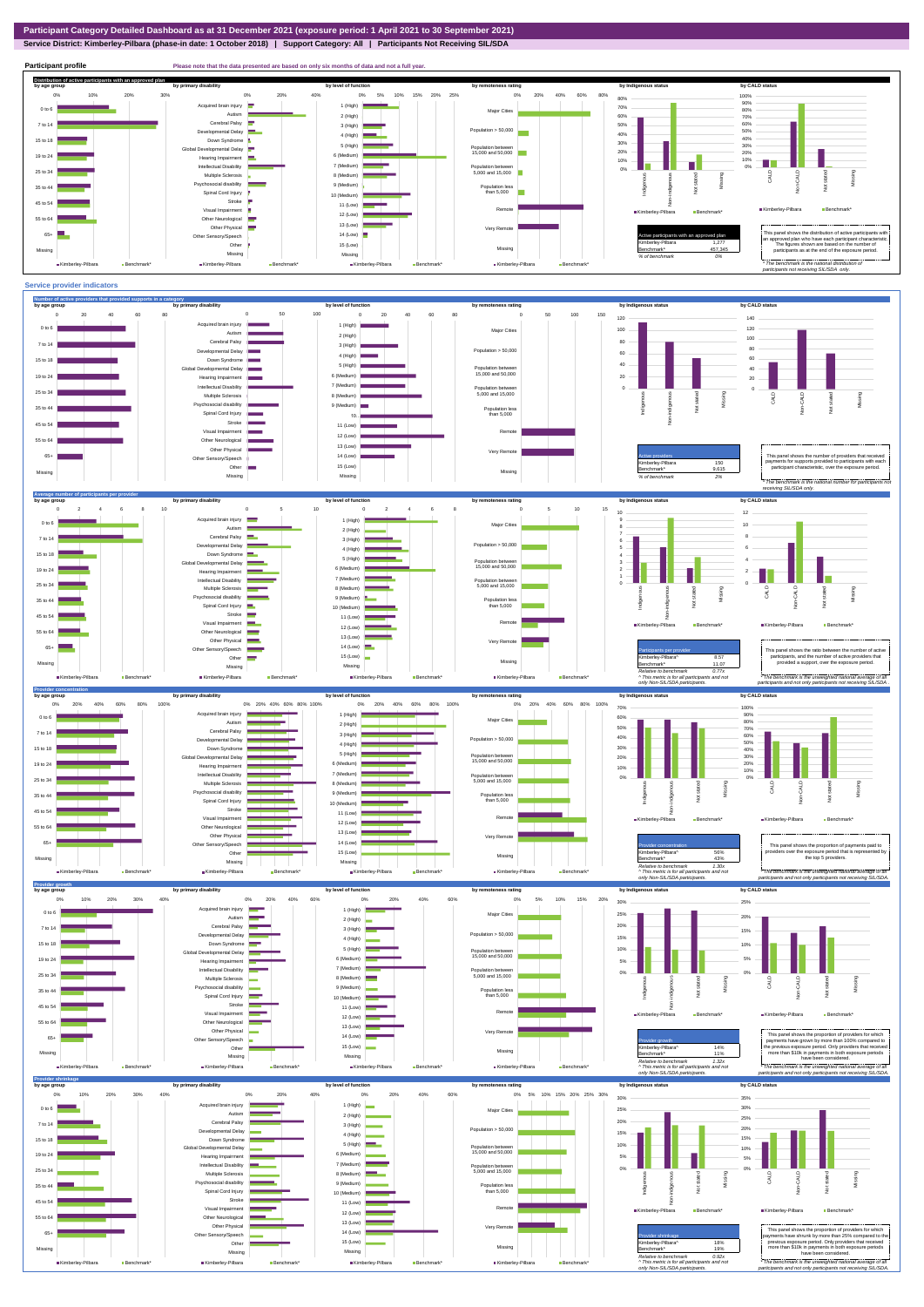# Participant Category Detailed Dashboard as at 31 December 2021 (exposure period: 1 April 2021 to 30 September 2021)

**Service District: Kimberley-Pilbara (phase-in date: 1 October 2018) | Support Category: All | Participants Not Receiving SIL/SDA**

## Participant profile

Please note that the data presented are based on only six months of data and not a full year.

### Distribution of active participants with an approved plan

| Active participants with an approved plan | |
|---|---|
| Kimberley-Pilbara | 1,277 |
| Benchmark* | 457,345 |
| % of benchmark | 0% |

This panel shows the distribution of active participants with an approved plan who have each participant characteristic. The figures shown are based on the number of participants as at the end of the exposure period.

*\* The benchmark is the national distribution of participants not receiving SIL/SDA only.*

## Service provider indicators

### Number of active providers that provided supports in a category

| Active providers | |
|---|---|
| Kimberley-Pilbara | 150 |
| Benchmark* | 9,615 |
| % of benchmark | 2% |

This panel shows the number of providers that received payments for supports provided to participants with each participant characteristic, over the exposure period.

*\* The benchmark is the national number for participants not receiving SIL/SDA only.*

### Average number of participants per provider

| Participants per provider | |
|---|---|
| Kimberley-Pilbara^ | 8.57 |
| Benchmark* | 11.07 |
| Relative to benchmark | 0.77x |

*^ This metric is for all participants and not only Non-SIL/SDA participants.*

This panel shows the ratio between the number of active participants, and the number of active providers that provided a support, over the exposure period.

*\* The benchmark is the unweighted national average of all participants and not only participants not receiving SIL/SDA.*

### Provider concentration

| Provider concentration | |
|---|---|
| Kimberley-Pilbara^ | 56% |
| Benchmark* | 43% |
| Relative to benchmark | 1.30x |

*^ This metric is for all participants and not only Non-SIL/SDA participants.*

This panel shows the proportion of payments paid to providers over the exposure period that is represented by the top 5 providers.

*\* The benchmark is the unweighted national average of all participants and not only participants not receiving SIL/SDA.*

### Provider growth

| Provider growth | |
|---|---|
| Kimberley-Pilbara^ | 14% |
| Benchmark* | 11% |
| Relative to benchmark | 1.32x |

*^ This metric is for all participants and not only Non-SIL/SDA participants.*

This panel shows the proportion of providers for which payments have grown by more than 100% compared to the previous exposure period. Only providers that received more than $10k in payments in both exposure periods have been considered.

*\* The benchmark is the unweighted national average of all participants and not only participants not receiving SIL/SDA.*

### Provider shrinkage

| Provider shrinkage | |
|---|---|
| Kimberley-Pilbara^ | 18% |
| Benchmark* | 19% |
| Relative to benchmark | 0.92x |

*^ This metric is for all participants and not only Non-SIL/SDA participants.*

This panel shows the proportion of providers for which payments have shrunk by more than 25% compared to the previous exposure period. Only providers that received more than $10k in payments in both exposure periods have been considered.

*\* The benchmark is the unweighted national average of all participants and not only participants not receiving SIL/SDA.*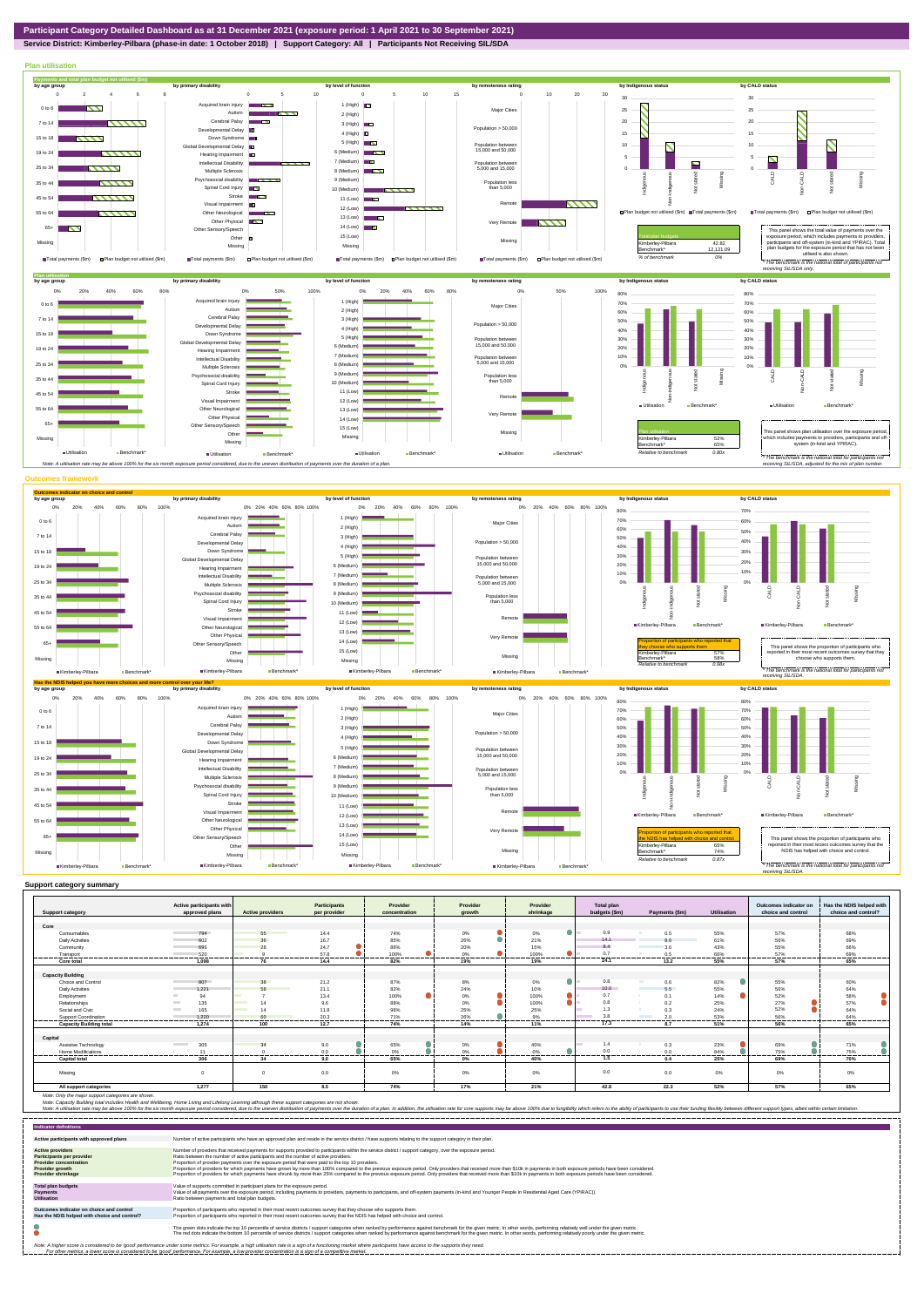**Participant Category Detailed Dashboard as at 31 December 2021 (exposure period: 1 April 2021 to 30 September 2021)**

**Service District: Kimberley-Pilbara (phase-in date: 1 October 2018) | Support Category: All | Participants Not Receiving SIL/SDA**

## Plan utilisation

Payments and total plan budget not utilised ($m)

by age group: 0 to 6, 7 to 14, 15 to 18, 19 to 24, 25 to 34, 35 to 44, 45 to 54, 55 to 64, 65+, Missing

by primary disability: Acquired brain injury, Autism, Cerebral Palsy, Developmental Delay, Down Syndrome, Global Developmental Delay, Hearing Impairment, Intellectual Disability, Multiple Sclerosis, Psychosocial disability, Spinal Cord Injury, Stroke, Visual Impairment, Other Neurological, Other Physical, Other Sensory/Speech, Other, Missing

by level of function: 1 (High) to 15 (Low), Missing

by remoteness rating: Major Cities, Population > 50,000, Population between 15,000 and 50,000, Population between 5,000 and 15,000, Population less than 5,000, Remote, Very Remote, Missing

by Indigenous status; by CALD status

Total plan budgets: Kimberley-Pilbara 42.82; Benchmark* 12,121.09; % of benchmark 0%

This panel shows the total value of payments over the exposure period, which includes payments to providers, participants and off-system (in-kind and YPIRAC). Total plan budgets for the exposure period that has not been utilised is also shown.

*The benchmark is the national total for participants not receiving SIL/SDA only.

Plan utilisation: Kimberley-Pilbara 52%; Benchmark* 65%; Relative to benchmark 0.80x

This panel shows plan utilisation over the exposure period, which includes payments to providers, participants and off-system (in-kind and YPIRAC).

*The benchmark is the national total for participants not receiving SIL/SDA, adjusted for the mix of plan number.

Note: A utilisation rate may be above 100% for the six month exposure period considered, due to the uneven distribution of payments over the duration of a plan.

## Outcomes framework

Outcomes indicator on choice and control

Proportion of participants who reported that they choose who supports them: Kimberley-Pilbara 57%; Benchmark* 59%; Relative to benchmark 0.98x

This panel shows the proportion of participants who reported in their most recent outcomes survey that they choose who supports them.

*The benchmark is the national total for participants not receiving SIL/SDA.

Has the NDIS helped you have more choices and more control over your life?

Proportion of participants who reported that the NDIS has helped with choice and control: Kimberley-Pilbara 65%; Benchmark* 74%; Relative to benchmark 0.87x

This panel shows the proportion of participants who reported in their most recent outcomes survey that the NDIS has helped with choice and control.

*The benchmark is the national total for participants not receiving SIL/SDA.

## Support category summary

| Support category | Active participants with approved plans | Active providers | Participants per provider | Provider concentration | Provider growth | Provider shrinkage | Total plan budgets ($m) | Payments ($m) | Utilisation | Outcomes indicator on choice and control | Has the NDIS helped with choice and control? |
|---|---|---|---|---|---|---|---|---|---|---|---|
| **Core** | | | | | | | | | | | |
| Consumables | 794 | 55 | 14.4 | 74% | 0% | 0% | 0.9 | 0.5 | 55% | 57% | 66% |
| Daily Activities | 602 | 36 | 16.7 | 85% | 26% | 21% | 14.1 | 8.6 | 61% | 56% | 69% |
| Community | 691 | 28 | 24.7 | 86% | 20% | 15% | 8.4 | 3.6 | 43% | 55% | 66% |
| Transport | 520 | 9 | 57.8 | 100% | 0% | 100% | 0.7 | 0.5 | 66% | 57% | 69% |
| **Core total** | **1,098** | **76** | **14.4** | **82%** | **19%** | **19%** | **24.1** | **13.2** | **55%** | **57%** | **65%** |
| **Capacity Building** | | | | | | | | | | | |
| Choice and Control | 807 | 38 | 21.2 | 87% | 8% | 0% | 0.8 | 0.6 | 82% | 55% | 60% |
| Daily Activities | 1,221 | 58 | 21.1 | 82% | 24% | 10% | 10.0 | 5.5 | 55% | 56% | 64% |
| Employment | 94 | 7 | 13.4 | 100% | 0% | 100% | 0.7 | 0.1 | 14% | 52% | 56% |
| Relationships | 135 | 14 | 9.6 | 88% | 0% | 100% | 0.8 | 0.2 | 25% | 27% | 57% |
| Social and Civic | 165 | 14 | 11.8 | 96% | 25% | 25% | 1.3 | 0.3 | 24% | 52% | 64% |
| Support Coordination | 1,220 | 60 | 20.3 | 71% | 26% | 9% | 3.8 | 2.0 | 53% | 56% | 64% |
| **Capacity Building total** | **1,274** | **100** | **12.7** | **74%** | **14%** | **11%** | **17.3** | **8.7** | **51%** | **56%** | **65%** |
| **Capital** | | | | | | | | | | | |
| Assistive Technology | 305 | 34 | 9.0 | 65% | 0% | 40% | 1.4 | 0.3 | 23% | 69% | 71% |
| Home Modifications | 11 | 0 | 0.0 | 0% | 0% | 0% | 0.0 | 0.0 | 84% | 75% | 75% |
| **Capital total** | **308** | **34** | **9.0** | **65%** | **0%** | **40%** | **1.5** | **0.4** | **25%** | **69%** | **70%** |
| Missing | 0 | 0 | 0.0 | 0% | 0% | 0% | 0.0 | 0.0 | 0% | 0% | 0% |
| **All support categories** | **1,277** | **150** | **8.5** | **74%** | **17%** | **21%** | **42.8** | **22.3** | **52%** | **57%** | **65%** |

Note: Only the major support categories are shown.

Note: Capacity Building total includes Health and Wellbeing, Home Living and Lifelong Learning although these support categories are not shown.

Note: A utilisation rate may be above 100% for the six month exposure period considered, due to the uneven distribution of payments over the duration of a plan. In addition, the utilisation rate for core supports may be above 100% due to fungibility which refers to the ability of participants to use their funding flexibly between different support types, albeit within certain limitation.

## Indicator definitions

| | |
|---|---|
| Active participants with approved plans | Number of active participants who have an approved plan and reside in the service district / have supports relating to the support category in their plan. |
| Active providers | Number of providers that received payments for supports provided to participants within the service district / support category, over the exposure period. |
| Participants per provider | Ratio between the number of active participants and the number of active providers. |
| Provider concentration | Proportion of provider payments over the exposure period that were paid to the top 10 providers. |
| Provider growth | Proportion of providers for which payments have grown by more than 100% compared to the previous exposure period. Only providers that received more than $10k in payments in both exposure periods have been considered. |
| Provider shrinkage | Proportion of providers for which payments have shrunk by more than 25% compared to the previous exposure period. Only providers that received more than $10k in payments in both exposure periods have been considered. |
| Total plan budgets | Value of supports committed in participant plans for the exposure period. |
| Payments | Value of all payments over the exposure period, including payments to providers, payments to participants, and off-system payments (in-kind and Younger People In Residential Aged Care (YPIRAC)). |
| Utilisation | Ratio between payments and total plan budgets. |
| Outcomes indicator on choice and control | Proportion of participants who reported in their most recent outcomes survey that they choose who supports them. |
| Has the NDIS helped with choice and control? | Proportion of participants who reported in their most recent outcomes survey that the NDIS has helped with choice and control. |

The green dots indicate the top 10 percentile of service districts / support categories when ranked by performance against benchmark for the given metric. In other words, performing relatively well under the given metric.

The red dots indicate the bottom 10 percentile of service districts / support categories when ranked by performance against benchmark for the given metric. In other words, performing relatively poorly under the given metric.

Note: A higher score is considered to be 'good' performance under some metrics. For example, a high utilisation rate is a sign of a functioning market where participants have access to the supports they need.
For other metrics, a lower score is considered to be 'good' performance. For example, a low provider concentration is a sign of a competitive market.